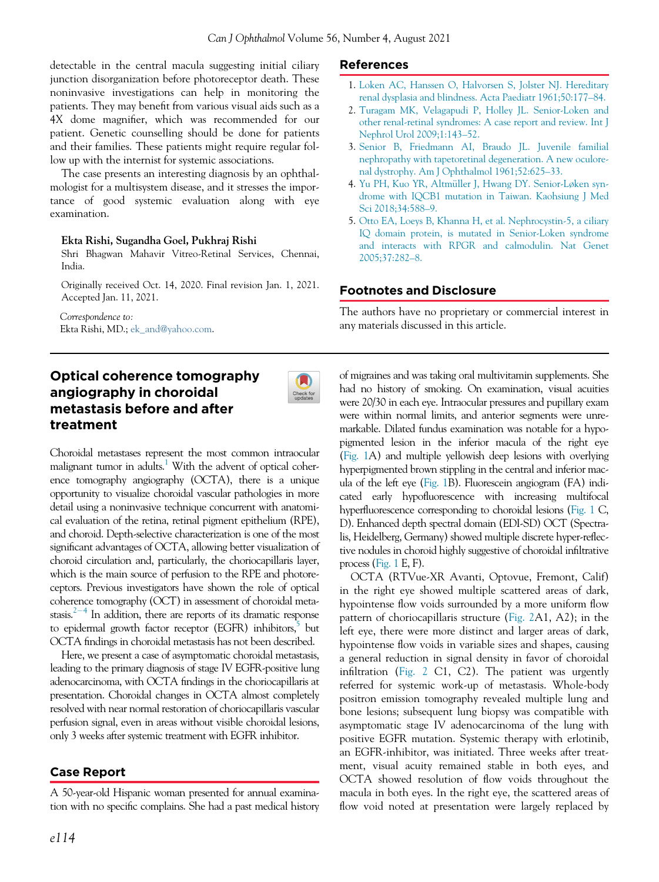detectable in the central macula suggesting initial ciliary junction disorganization before photoreceptor death. These noninvasive investigations can help in monitoring the patients. They may benefit from various visual aids such as a 4X dome magnifier, which was recommended for our patient. Genetic counselling should be done for patients and their families. These patients might require regular follow up with the internist for systemic associations.

The case presents an interesting diagnosis by an ophthalmologist for a multisystem disease, and it stresses the importance of good systemic evaluation along with eye examination.

**Ekta Rishi, Sugandha Goel, Pukhraj Rishi**
Shri Bhagwan Mahavir Vitreo-Retinal Services, Chennai, India.

Originally received Oct. 14, 2020. Final revision Jan. 1, 2021. Accepted Jan. 11, 2021.

*Correspondence to:*
Ekta Rishi, MD.; ek_and@yahoo.com.

## References

1. Loken AC, Hanssen O, Halvorsen S, Jolster NJ. Hereditary renal dysplasia and blindness. Acta Paediatr 1961;50:177–84.
2. Turagam MK, Velagapudi P, Holley JL. Senior-Loken and other renal-retinal syndromes: A case report and review. Int J Nephrol Urol 2009;1:143–52.
3. Senior B, Friedmann AI, Braudo JL. Juvenile familial nephropathy with tapetoretinal degeneration. A new oculorenal dystrophy. Am J Ophthalmol 1961;52:625–33.
4. Yu PH, Kuo YR, Altmüller J, Hwang DY. Senior-Løken syndrome with IQCB1 mutation in Taiwan. Kaohsiung J Med Sci 2018;34:588–9.
5. Otto EA, Loeys B, Khanna H, et al. Nephrocystin-5, a ciliary IQ domain protein, is mutated in Senior-Loken syndrome and interacts with RPGR and calmodulin. Nat Genet 2005;37:282–8.

## Footnotes and Disclosure

The authors have no proprietary or commercial interest in any materials discussed in this article.

# Optical coherence tomography angiography in choroidal metastasis before and after treatment

Choroidal metastases represent the most common intraocular malignant tumor in adults.[1] With the advent of optical coherence tomography angiography (OCTA), there is a unique opportunity to visualize choroidal vascular pathologies in more detail using a noninvasive technique concurrent with anatomical evaluation of the retina, retinal pigment epithelium (RPE), and choroid. Depth-selective characterization is one of the most significant advantages of OCTA, allowing better visualization of choroid circulation and, particularly, the choriocapillaris layer, which is the main source of perfusion to the RPE and photoreceptors. Previous investigators have shown the role of optical coherence tomography (OCT) in assessment of choroidal metastasis.[2–4] In addition, there are reports of its dramatic response to epidermal growth factor receptor (EGFR) inhibitors,[5] but OCTA findings in choroidal metastasis has not been described.

Here, we present a case of asymptomatic choroidal metastasis, leading to the primary diagnosis of stage IV EGFR-positive lung adenocarcinoma, with OCTA findings in the choriocapillaris at presentation. Choroidal changes in OCTA almost completely resolved with near normal restoration of choriocapillaris vascular perfusion signal, even in areas without visible choroidal lesions, only 3 weeks after systemic treatment with EGFR inhibitor.

## Case Report

A 50-year-old Hispanic woman presented for annual examination with no specific complains. She had a past medical history of migraines and was taking oral multivitamin supplements. She had no history of smoking. On examination, visual acuities were 20/30 in each eye. Intraocular pressures and pupillary exam were within normal limits, and anterior segments were unremarkable. Dilated fundus examination was notable for a hypopigmented lesion in the inferior macula of the right eye (Fig. 1A) and multiple yellowish deep lesions with overlying hyperpigmented brown stippling in the central and inferior macula of the left eye (Fig. 1B). Fluorescein angiogram (FA) indicated early hypofluorescence with increasing multifocal hyperfluorescence corresponding to choroidal lesions (Fig. 1 C, D). Enhanced depth spectral domain (EDI-SD) OCT (Spectralis, Heidelberg, Germany) showed multiple discrete hyper-reflective nodules in choroid highly suggestive of choroidal infiltrative process (Fig. 1 E, F).

OCTA (RTVue-XR Avanti, Optovue, Fremont, Calif) in the right eye showed multiple scattered areas of dark, hypointense flow voids surrounded by a more uniform flow pattern of choriocapillaris structure (Fig. 2A1, A2); in the left eye, there were more distinct and larger areas of dark, hypointense flow voids in variable sizes and shapes, causing a general reduction in signal density in favor of choroidal infiltration (Fig. 2 C1, C2). The patient was urgently referred for systemic work-up of metastasis. Whole-body positron emission tomography revealed multiple lung and bone lesions; subsequent lung biopsy was compatible with asymptomatic stage IV adenocarcinoma of the lung with positive EGFR mutation. Systemic therapy with erlotinib, an EGFR-inhibitor, was initiated. Three weeks after treatment, visual acuity remained stable in both eyes, and OCTA showed resolution of flow voids throughout the macula in both eyes. In the right eye, the scattered areas of flow void noted at presentation were largely replaced by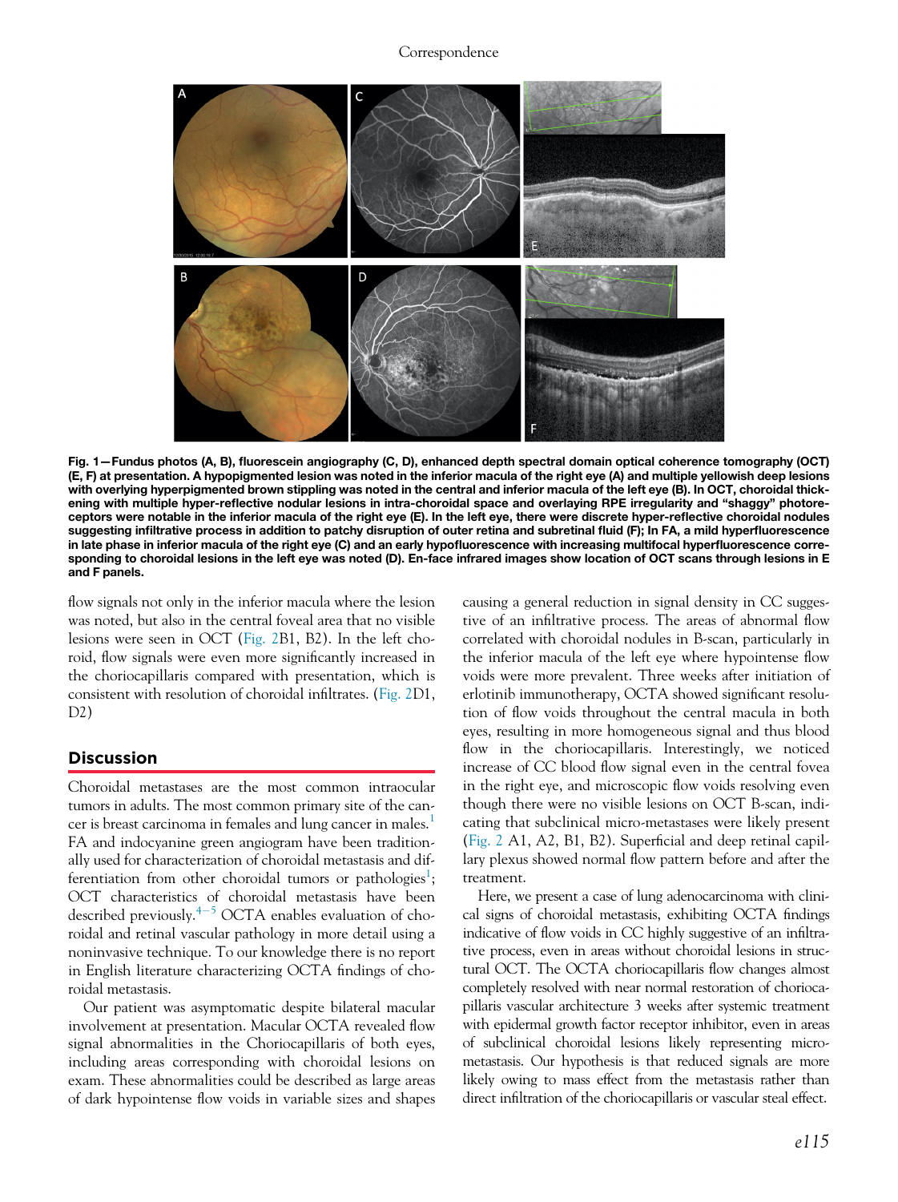**Fig. 1—Fundus photos (A, B), fluorescein angiography (C, D), enhanced depth spectral domain optical coherence tomography (OCT) (E, F) at presentation. A hypopigmented lesion was noted in the inferior macula of the right eye (A) and multiple yellowish deep lesions with overlying hyperpigmented brown stippling was noted in the central and inferior macula of the left eye (B). In OCT, choroidal thickening with multiple hyper-reflective nodular lesions in intra-choroidal space and overlaying RPE irregularity and "shaggy" photoreceptors were notable in the inferior macula of the right eye (E). In the left eye, there were discrete hyper-reflective choroidal nodules suggesting infiltrative process in addition to patchy disruption of outer retina and subretinal fluid (F); In FA, a mild hyperfluorescence in late phase in inferior macula of the right eye (C) and an early hypofluorescence with increasing multifocal hyperfluorescence corresponding to choroidal lesions in the left eye was noted (D). En-face infrared images show location of OCT scans through lesions in E and F panels.**

flow signals not only in the inferior macula where the lesion was noted, but also in the central foveal area that no visible lesions were seen in OCT (Fig. 2B1, B2). In the left choroid, flow signals were even more significantly increased in the choriocapillaris compared with presentation, which is consistent with resolution of choroidal infiltrates. (Fig. 2D1, D2)

## Discussion

Choroidal metastases are the most common intraocular tumors in adults. The most common primary site of the cancer is breast carcinoma in females and lung cancer in males.[1] FA and indocyanine green angiogram have been traditionally used for characterization of choroidal metastasis and differentiation from other choroidal tumors or pathologies[1]; OCT characteristics of choroidal metastasis have been described previously.[4–5] OCTA enables evaluation of choroidal and retinal vascular pathology in more detail using a noninvasive technique. To our knowledge there is no report in English literature characterizing OCTA findings of choroidal metastasis.

Our patient was asymptomatic despite bilateral macular involvement at presentation. Macular OCTA revealed flow signal abnormalities in the Choriocapillaris of both eyes, including areas corresponding with choroidal lesions on exam. These abnormalities could be described as large areas of dark hypointense flow voids in variable sizes and shapes causing a general reduction in signal density in CC suggestive of an infiltrative process. The areas of abnormal flow correlated with choroidal nodules in B-scan, particularly in the inferior macula of the left eye where hypointense flow voids were more prevalent. Three weeks after initiation of erlotinib immunotherapy, OCTA showed significant resolution of flow voids throughout the central macula in both eyes, resulting in more homogeneous signal and thus blood flow in the choriocapillaris. Interestingly, we noticed increase of CC blood flow signal even in the central fovea in the right eye, and microscopic flow voids resolving even though there were no visible lesions on OCT B-scan, indicating that subclinical micro-metastases were likely present (Fig. 2 A1, A2, B1, B2). Superficial and deep retinal capillary plexus showed normal flow pattern before and after the treatment.

Here, we present a case of lung adenocarcinoma with clinical signs of choroidal metastasis, exhibiting OCTA findings indicative of flow voids in CC highly suggestive of an infiltrative process, even in areas without choroidal lesions in structural OCT. The OCTA choriocapillaris flow changes almost completely resolved with near normal restoration of choriocapillaris vascular architecture 3 weeks after systemic treatment with epidermal growth factor receptor inhibitor, even in areas of subclinical choroidal lesions likely representing micrometastasis. Our hypothesis is that reduced signals are more likely owing to mass effect from the metastasis rather than direct infiltration of the choriocapillaris or vascular steal effect.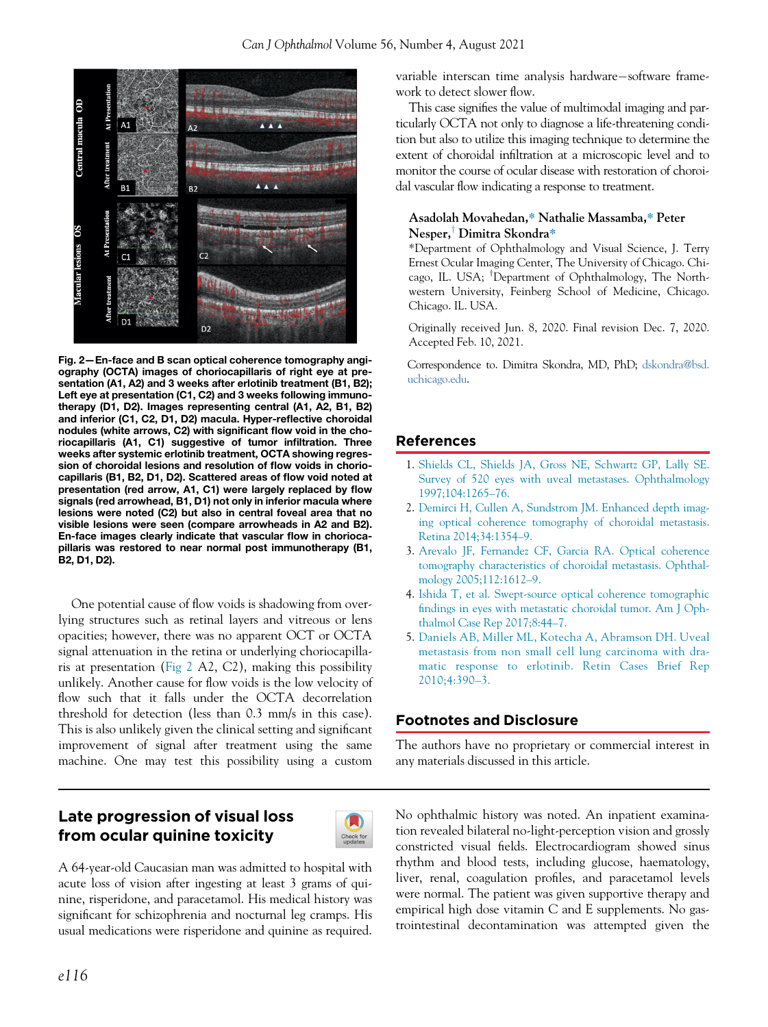Fig. 2—En-face and B scan optical coherence tomography angiography (OCTA) images of choriocapillaris of right eye at presentation (A1, A2) and 3 weeks after erlotinib treatment (B1, B2); Left eye at presentation (C1, C2) and 3 weeks following immunotherapy (D1, D2). Images representing central (A1, A2, B1, B2) and inferior (C1, C2, D1, D2) macula. Hyper-reflective choroidal nodules (white arrows, C2) with significant flow void in the choriocapillaris (A1, C1) suggestive of tumor infiltration. Three weeks after systemic erlotinib treatment, OCTA showing regression of choroidal lesions and resolution of flow voids in choriocapillaris (B1, B2, D1, D2). Scattered areas of flow void noted at presentation (red arrow, A1, C1) were largely replaced by flow signals (red arrowhead, B1, D1) not only in inferior macula where lesions were noted (C2) but also in central foveal area that no visible lesions were seen (compare arrowheads in A2 and B2). En-face images clearly indicate that vascular flow in choriocapillaris was restored to near normal post immunotherapy (B1, B2, D1, D2).

One potential cause of flow voids is shadowing from overlying structures such as retinal layers and vitreous or lens opacities; however, there was no apparent OCT or OCTA signal attenuation in the retina or underlying choriocapillaris at presentation (Fig 2 A2, C2), making this possibility unlikely. Another cause for flow voids is the low velocity of flow such that it falls under the OCTA decorrelation threshold for detection (less than 0.3 mm/s in this case). This is also unlikely given the clinical setting and significant improvement of signal after treatment using the same machine. One may test this possibility using a custom variable interscan time analysis hardware—software framework to detect slower flow.

This case signifies the value of multimodal imaging and particularly OCTA not only to diagnose a life-threatening condition but also to utilize this imaging technique to determine the extent of choroidal infiltration at a microscopic level and to monitor the course of ocular disease with restoration of choroidal vascular flow indicating a response to treatment.

**Asadolah Movahedan,* Nathalie Massamba,* Peter Nesper,† Dimitra Skondra***

*Department of Ophthalmology and Visual Science, J. Terry Ernest Ocular Imaging Center, The University of Chicago. Chicago, IL. USA; †Department of Ophthalmology, The Northwestern University, Feinberg School of Medicine, Chicago. Chicago. IL. USA.

Originally received Jun. 8, 2020. Final revision Dec. 7, 2020. Accepted Feb. 10, 2021.

Correspondence to. Dimitra Skondra, MD, PhD; dskondra@bsd.uchicago.edu.

## References

1. Shields CL, Shields JA, Gross NE, Schwartz GP, Lally SE. Survey of 520 eyes with uveal metastases. Ophthalmology 1997;104:1265–76.
2. Demirci H, Cullen A, Sundstrom JM. Enhanced depth imaging optical coherence tomography of choroidal metastasis. Retina 2014;34:1354–9.
3. Arevalo JF, Fernandez CF, Garcia RA. Optical coherence tomography characteristics of choroidal metastasis. Ophthalmology 2005;112:1612–9.
4. Ishida T, et al. Swept-source optical coherence tomographic findings in eyes with metastatic choroidal tumor. Am J Ophthalmol Case Rep 2017;8:44–7.
5. Daniels AB, Miller ML, Kotecha A, Abramson DH. Uveal metastasis from non small cell lung carcinoma with dramatic response to erlotinib. Retin Cases Brief Rep 2010;4:390–3.

## Footnotes and Disclosure

The authors have no proprietary or commercial interest in any materials discussed in this article.

## Late progression of visual loss from ocular quinine toxicity

A 64-year-old Caucasian man was admitted to hospital with acute loss of vision after ingesting at least 3 grams of quinine, risperidone, and paracetamol. His medical history was significant for schizophrenia and nocturnal leg cramps. His usual medications were risperidone and quinine as required. No ophthalmic history was noted. An inpatient examination revealed bilateral no-light-perception vision and grossly constricted visual fields. Electrocardiogram showed sinus rhythm and blood tests, including glucose, haematology, liver, renal, coagulation profiles, and paracetamol levels were normal. The patient was given supportive therapy and empirical high dose vitamin C and E supplements. No gastrointestinal decontamination was attempted given the